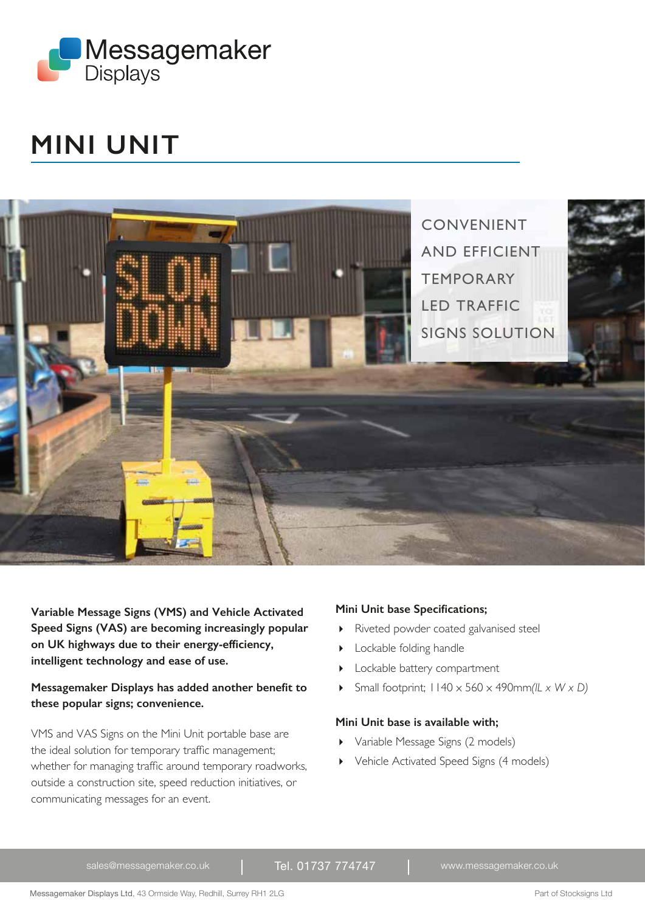Messagemaker Displays

# MINI UNIT

CONVENIENT AND EFFICIENT TEMPORARY LED TRAFFIC SIGNS SOLUTION

**Variable Message Signs (VMS) and Vehicle Activated Speed Signs (VAS) are becoming increasingly popular on UK highways due to their energy-efficiency, intelligent technology and ease of use.**

**Messagemaker Displays has added another benefit to these popular signs; convenience.**

VMS and VAS Signs on the Mini Unit portable base are the ideal solution for temporary traffic management; whether for managing traffic around temporary roadworks, outside a construction site, speed reduction initiatives, or communicating messages for an event.

**Mini Unit base Specifications;**

- Riveted powder coated galvanised steel
- Lockable folding handle
- Lockable battery compartment
- Small footprint; 1140 x 560 x 490mm *(L x W x D)*

**Mini Unit base is available with;**

- Variable Message Signs (2 models)
- Vehicle Activated Speed Signs (4 models)

sales@messagemaker.co.uk | Tel. 01737 774747 | www.messagemaker.co.uk

Messagemaker Displays Ltd, 43 Ormside Way, Redhill, Surrey RH1 2LG

Part of Stocksigns Ltd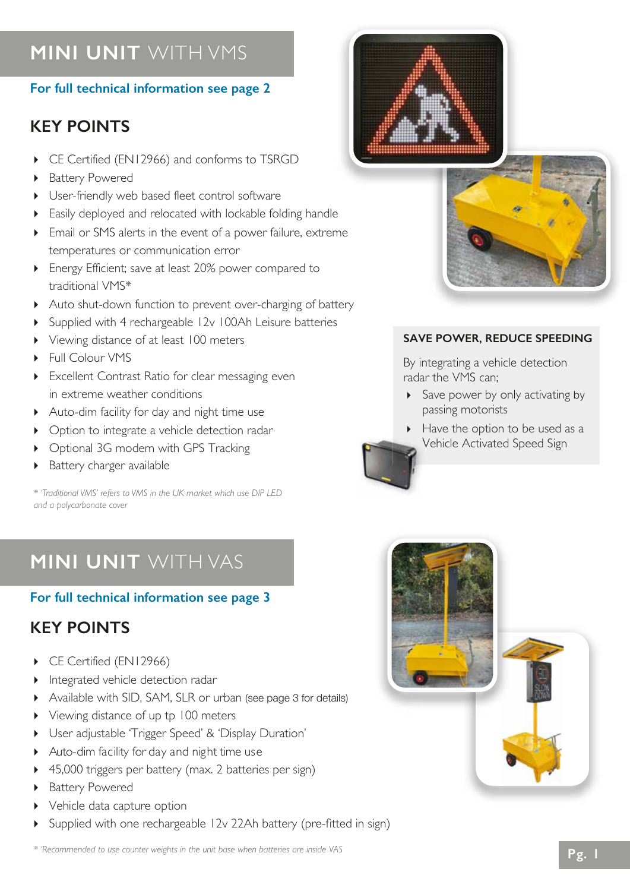# MINI UNIT WITH VMS

**For full technical information see page 2**

## KEY POINTS

- CE Certified (EN12966) and conforms to TSRGD
- Battery Powered
- User-friendly web based fleet control software
- Easily deployed and relocated with lockable folding handle
- Email or SMS alerts in the event of a power failure, extreme temperatures or communication error
- Energy Efficient; save at least 20% power compared to traditional VMS*
- Auto shut-down function to prevent over-charging of battery
- Supplied with 4 rechargeable 12v 100Ah Leisure batteries
- Viewing distance of at least 100 meters
- Full Colour VMS
- Excellent Contrast Ratio for clear messaging even in extreme weather conditions
- Auto-dim facility for day and night time use
- Option to integrate a vehicle detection radar
- Optional 3G modem with GPS Tracking
- Battery charger available

*\* 'Traditional VMS' refers to VMS in the UK market which use DIP LED and a polycarbonate cover*

### SAVE POWER, REDUCE SPEEDING

By integrating a vehicle detection radar the VMS can;

- Save power by only activating by passing motorists
- Have the option to be used as a Vehicle Activated Speed Sign

# MINI UNIT WITH VAS

**For full technical information see page 3**

## KEY POINTS

- CE Certified (EN12966)
- Integrated vehicle detection radar
- Available with SID, SAM, SLR or urban (see page 3 for details)
- Viewing distance of up tp 100 meters
- User adjustable 'Trigger Speed' & 'Display Duration'
- Auto-dim facility for day and night time use
- 45,000 triggers per battery (max. 2 batteries per sign)
- Battery Powered
- Vehicle data capture option
- Supplied with one rechargeable 12v 22Ah battery (pre-fitted in sign)

*\* 'Recommended to use counter weights in the unit base when batteries are inside VAS*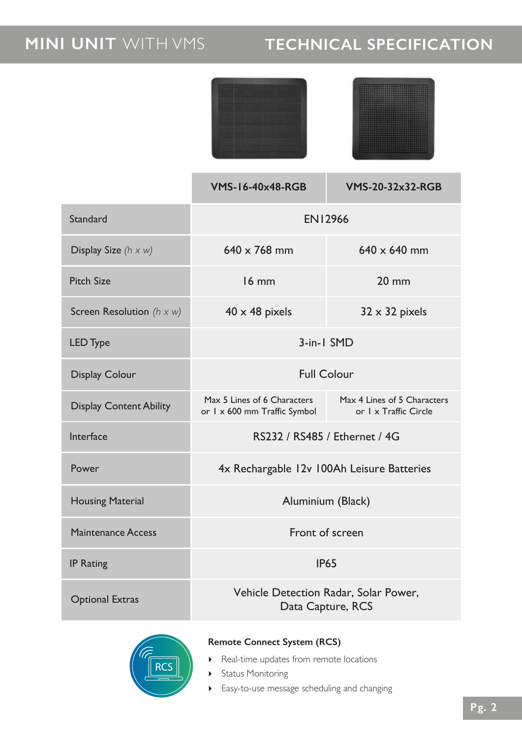# MINI UNIT WITH VMS

# TECHNICAL SPECIFICATION

| | VMS-16-40x48-RGB | VMS-20-32x32-RGB |
|---|---|---|
| Standard | EN12966 | |
| Display Size *(h x w)* | 640 x 768 mm | 640 x 640 mm |
| Pitch Size | 16 mm | 20 mm |
| Screen Resolution *(h x w)* | 40 x 48 pixels | 32 x 32 pixels |
| LED Type | 3-in-1 SMD | |
| Display Colour | Full Colour | |
| Display Content Ability | Max 5 Lines of 6 Characters or 1 x 600 mm Traffic Symbol | Max 4 Lines of 5 Characters or 1 x Traffic Circle |
| Interface | RS232 / RS485 / Ethernet / 4G | |
| Power | 4x Rechargable 12v 100Ah Leisure Batteries | |
| Housing Material | Aluminium (Black) | |
| Maintenance Access | Front of screen | |
| IP Rating | IP65 | |
| Optional Extras | Vehicle Detection Radar, Solar Power, Data Capture, RCS | |

RCS

**Remote Connect System (RCS)**

- Real-time updates from remote locations
- Status Monitoring
- Easy-to-use message scheduling and changing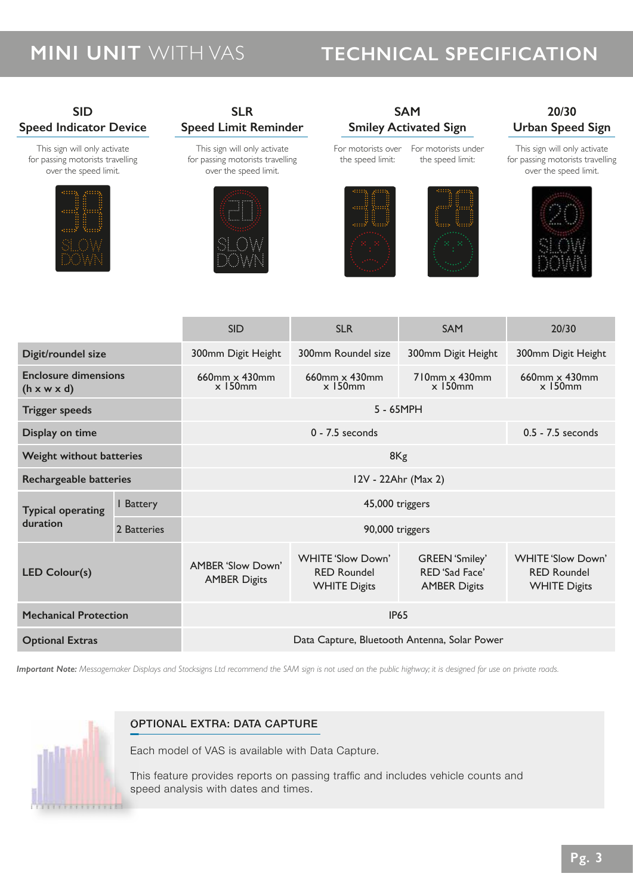# MINI UNIT WITH VAS — TECHNICAL SPECIFICATION

### SID
### Speed Indicator Device

This sign will only activate for passing motorists travelling over the speed limit.

### SLR
### Speed Limit Reminder

This sign will only activate for passing motorists travelling over the speed limit.

### SAM
### Smiley Activated Sign

For motorists over the speed limit:

For motorists under the speed limit:

### 20/30
### Urban Speed Sign

This sign will only activate for passing motorists travelling over the speed limit.

| | | SID | SLR | SAM | 20/30 |
|---|---|---|---|---|---|
| **Digit/roundel size** | | 300mm Digit Height | 300mm Roundel size | 300mm Digit Height | 300mm Digit Height |
| **Enclosure dimensions (h x w x d)** | | 660mm x 430mm x 150mm | 660mm x 430mm x 150mm | 710mm x 430mm x 150mm | 660mm x 430mm x 150mm |
| **Trigger speeds** | | 5 - 65MPH | | | |
| **Display on time** | | 0 - 7.5 seconds | | | 0.5 - 7.5 seconds |
| **Weight without batteries** | | 8Kg | | | |
| **Rechargeable batteries** | | 12V - 22Ahr (Max 2) | | | |
| **Typical operating duration** | 1 Battery | 45,000 triggers | | | |
| | 2 Batteries | 90,000 triggers | | | |
| **LED Colour(s)** | | AMBER 'Slow Down' AMBER Digits | WHITE 'Slow Down' RED Roundel WHITE Digits | GREEN 'Smiley' RED 'Sad Face' AMBER Digits | WHITE 'Slow Down' RED Roundel WHITE Digits |
| **Mechanical Protection** | | IP65 | | | |
| **Optional Extras** | | Data Capture, Bluetooth Antenna, Solar Power | | | |

***Important Note:*** *Messagemaker Displays and Stocksigns Ltd recommend the SAM sign is not used on the public highway; it is designed for use on private roads.*

## OPTIONAL EXTRA: DATA CAPTURE

Each model of VAS is available with Data Capture.

This feature provides reports on passing traffic and includes vehicle counts and speed analysis with dates and times.